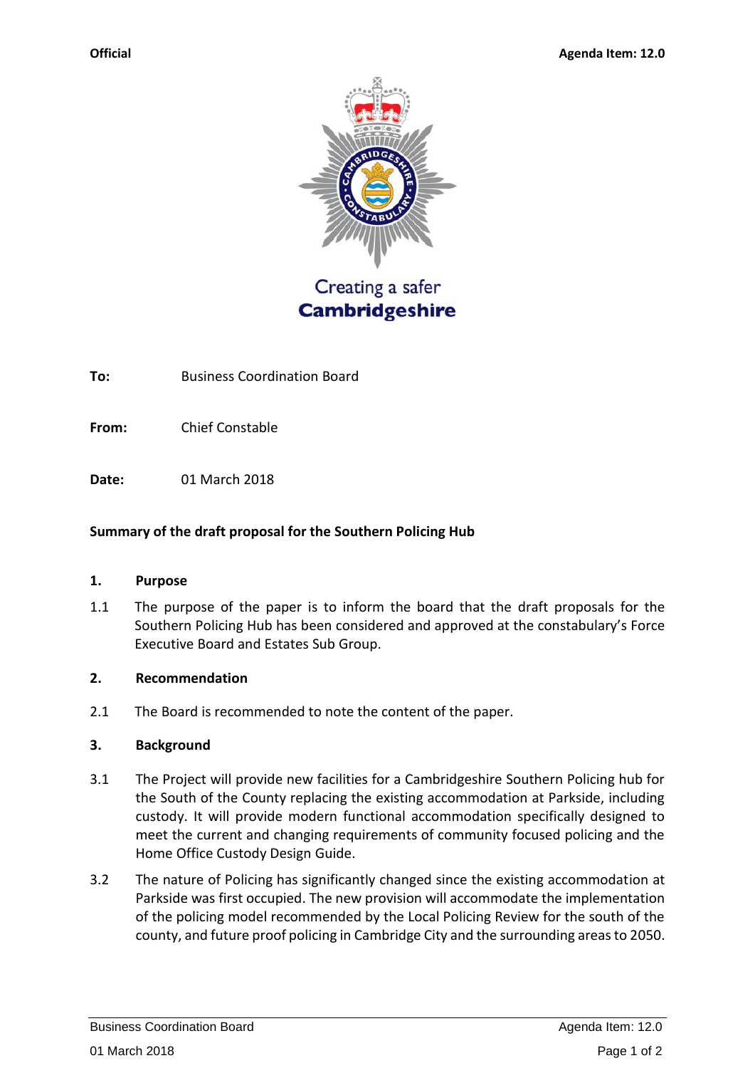Official

Agenda Item: 12.0

Creating a safer
**Cambridgeshire**

**To:** Business Coordination Board

**From:** Chief Constable

**Date:** 01 March 2018

**Summary of the draft proposal for the Southern Policing Hub**

## 1. Purpose

1.1 The purpose of the paper is to inform the board that the draft proposals for the Southern Policing Hub has been considered and approved at the constabulary's Force Executive Board and Estates Sub Group.

## 2. Recommendation

2.1 The Board is recommended to note the content of the paper.

## 3. Background

3.1 The Project will provide new facilities for a Cambridgeshire Southern Policing hub for the South of the County replacing the existing accommodation at Parkside, including custody. It will provide modern functional accommodation specifically designed to meet the current and changing requirements of community focused policing and the Home Office Custody Design Guide.

3.2 The nature of Policing has significantly changed since the existing accommodation at Parkside was first occupied. The new provision will accommodate the implementation of the policing model recommended by the Local Policing Review for the south of the county, and future proof policing in Cambridge City and the surrounding areas to 2050.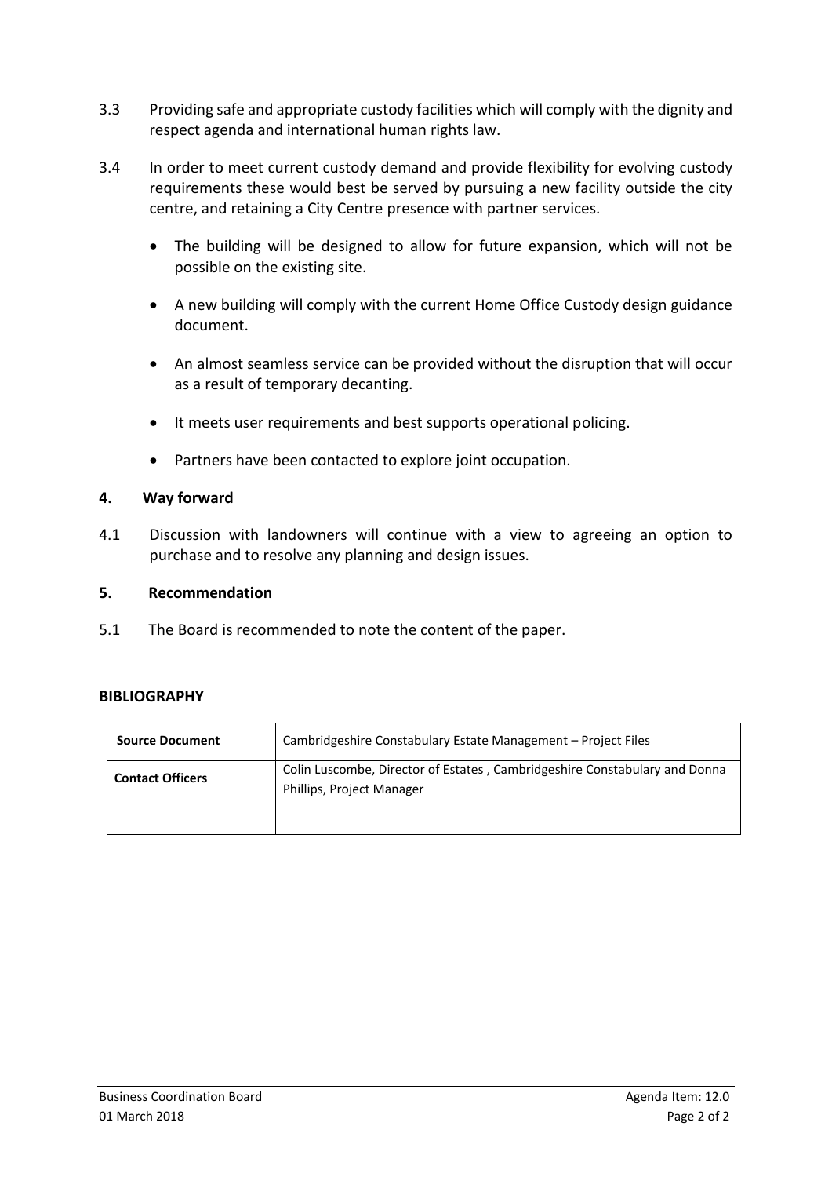3.3 Providing safe and appropriate custody facilities which will comply with the dignity and respect agenda and international human rights law.

3.4 In order to meet current custody demand and provide flexibility for evolving custody requirements these would best be served by pursuing a new facility outside the city centre, and retaining a City Centre presence with partner services.

- The building will be designed to allow for future expansion, which will not be possible on the existing site.
- A new building will comply with the current Home Office Custody design guidance document.
- An almost seamless service can be provided without the disruption that will occur as a result of temporary decanting.
- It meets user requirements and best supports operational policing.
- Partners have been contacted to explore joint occupation.

## 4. Way forward

4.1 Discussion with landowners will continue with a view to agreeing an option to purchase and to resolve any planning and design issues.

## 5. Recommendation

5.1 The Board is recommended to note the content of the paper.

**BIBLIOGRAPHY**

| | |
|---|---|
| **Source Document** | Cambridgeshire Constabulary Estate Management – Project Files |
| **Contact Officers** | Colin Luscombe, Director of Estates , Cambridgeshire Constabulary and Donna Phillips, Project Manager |